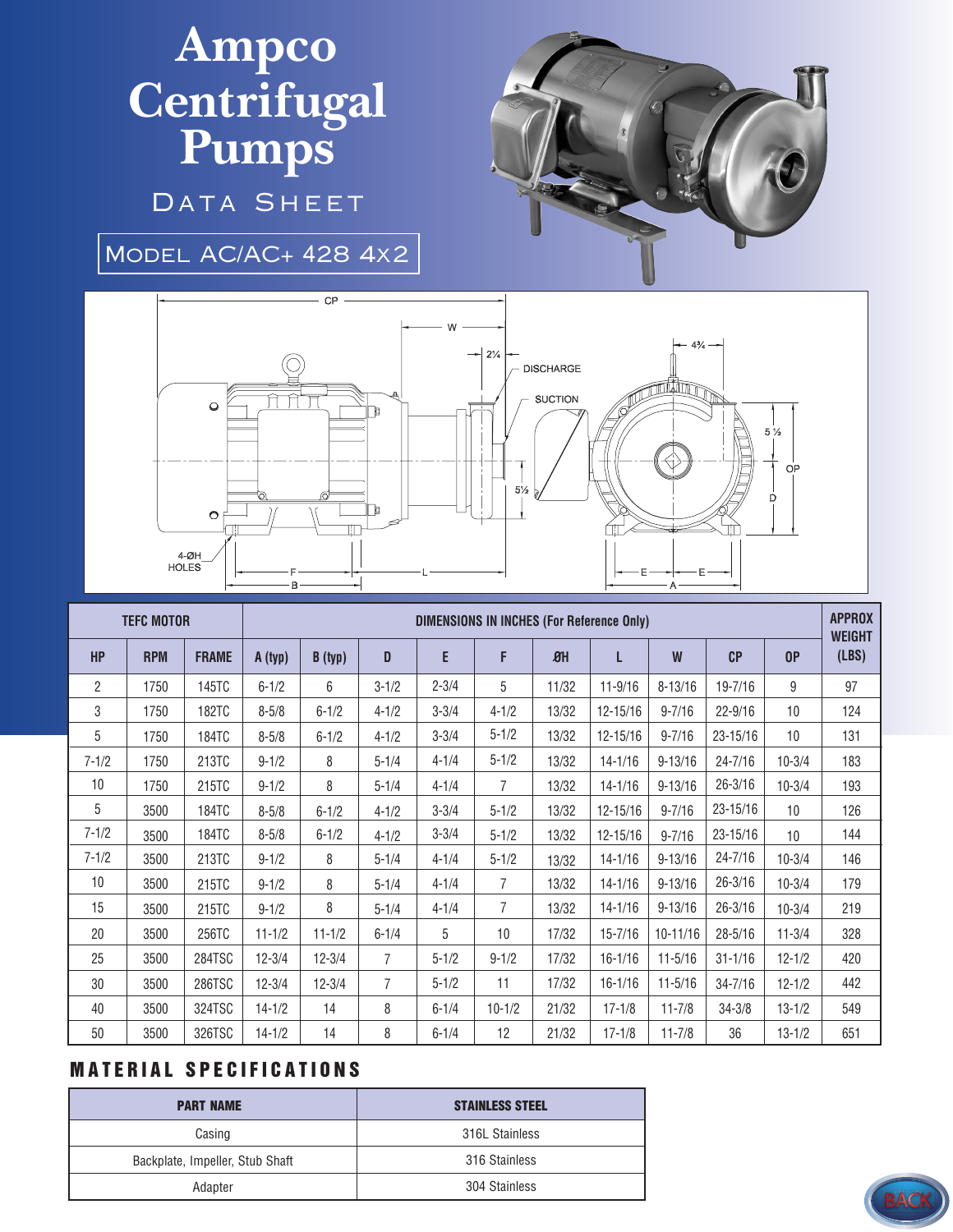# Ampco Centrifugal Pumps

## Data Sheet

## Model AC/AC+ 428 4x2

| TEFC MOTOR | | | DIMENSIONS IN INCHES (For Reference Only) | | | | | | | | | | APPROX WEIGHT |
|---|---|---|---|---|---|---|---|---|---|---|---|---|---|
| HP | RPM | FRAME | A (typ) | B (typ) | D | E | F | ØH | L | W | CP | OP | (LBS) |
| 2 | 1750 | 145TC | 6-1/2 | 6 | 3-1/2 | 2-3/4 | 5 | 11/32 | 11-9/16 | 8-13/16 | 19-7/16 | 9 | 97 |
| 3 | 1750 | 182TC | 8-5/8 | 6-1/2 | 4-1/2 | 3-3/4 | 4-1/2 | 13/32 | 12-15/16 | 9-7/16 | 22-9/16 | 10 | 124 |
| 5 | 1750 | 184TC | 8-5/8 | 6-1/2 | 4-1/2 | 3-3/4 | 5-1/2 | 13/32 | 12-15/16 | 9-7/16 | 23-15/16 | 10 | 131 |
| 7-1/2 | 1750 | 213TC | 9-1/2 | 8 | 5-1/4 | 4-1/4 | 5-1/2 | 13/32 | 14-1/16 | 9-13/16 | 24-7/16 | 10-3/4 | 183 |
| 10 | 1750 | 215TC | 9-1/2 | 8 | 5-1/4 | 4-1/4 | 7 | 13/32 | 14-1/16 | 9-13/16 | 26-3/16 | 10-3/4 | 193 |
| 5 | 3500 | 184TC | 8-5/8 | 6-1/2 | 4-1/2 | 3-3/4 | 5-1/2 | 13/32 | 12-15/16 | 9-7/16 | 23-15/16 | 10 | 126 |
| 7-1/2 | 3500 | 184TC | 8-5/8 | 6-1/2 | 4-1/2 | 3-3/4 | 5-1/2 | 13/32 | 12-15/16 | 9-7/16 | 23-15/16 | 10 | 144 |
| 7-1/2 | 3500 | 213TC | 9-1/2 | 8 | 5-1/4 | 4-1/4 | 5-1/2 | 13/32 | 14-1/16 | 9-13/16 | 24-7/16 | 10-3/4 | 146 |
| 10 | 3500 | 215TC | 9-1/2 | 8 | 5-1/4 | 4-1/4 | 7 | 13/32 | 14-1/16 | 9-13/16 | 26-3/16 | 10-3/4 | 179 |
| 15 | 3500 | 215TC | 9-1/2 | 8 | 5-1/4 | 4-1/4 | 7 | 13/32 | 14-1/16 | 9-13/16 | 26-3/16 | 10-3/4 | 219 |
| 20 | 3500 | 256TC | 11-1/2 | 11-1/2 | 6-1/4 | 5 | 10 | 17/32 | 15-7/16 | 10-11/16 | 28-5/16 | 11-3/4 | 328 |
| 25 | 3500 | 284TSC | 12-3/4 | 12-3/4 | 7 | 5-1/2 | 9-1/2 | 17/32 | 16-1/16 | 11-5/16 | 31-1/16 | 12-1/2 | 420 |
| 30 | 3500 | 286TSC | 12-3/4 | 12-3/4 | 7 | 5-1/2 | 11 | 17/32 | 16-1/16 | 11-5/16 | 34-7/16 | 12-1/2 | 442 |
| 40 | 3500 | 324TSC | 14-1/2 | 14 | 8 | 6-1/4 | 10-1/2 | 21/32 | 17-1/8 | 11-7/8 | 34-3/8 | 13-1/2 | 549 |
| 50 | 3500 | 326TSC | 14-1/2 | 14 | 8 | 6-1/4 | 12 | 21/32 | 17-1/8 | 11-7/8 | 36 | 13-1/2 | 651 |

## MATERIAL SPECIFICATIONS

| PART NAME | STAINLESS STEEL |
|---|---|
| Casing | 316L Stainless |
| Backplate, Impeller, Stub Shaft | 316 Stainless |
| Adapter | 304 Stainless |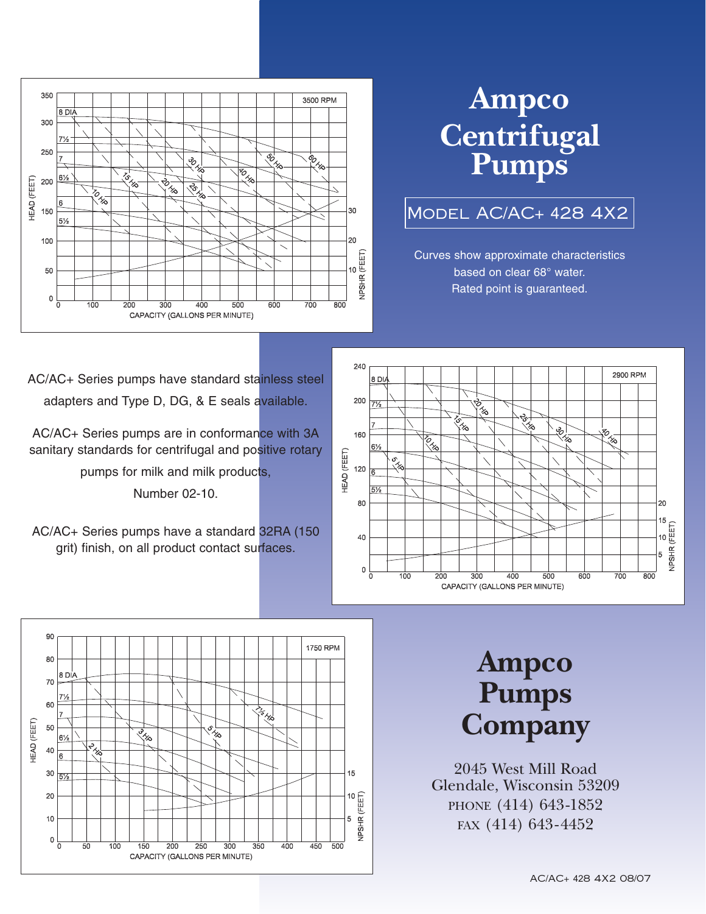350
300
250
200
150
100
50
0
HEAD (FEET)
3500 RPM
8 DIA
7½
7
6½
6
5½
10 HP
15 HP
20 HP
25 HP
30 HP
40 HP
50 HP
60 HP
30
20
10
NPSHR (FEET)
0 100 200 300 400 500 600 700 800
CAPACITY (GALLONS PER MINUTE)

# Ampco Centrifugal Pumps

## Model AC/AC+ 428 4X2

Curves show approximate characteristics based on clear 68° water. Rated point is guaranteed.

AC/AC+ Series pumps have standard stainless steel adapters and Type D, DG, & E seals available.

AC/AC+ Series pumps are in conformance with 3A sanitary standards for centrifugal and positive rotary pumps for milk and milk products, Number 02-10.

AC/AC+ Series pumps have a standard 32RA (150 grit) finish, on all product contact surfaces.

240
200
160
120
80
40
0
HEAD (FEET)
2900 RPM
8 DIA
7½
7
6½
6
5½
5 HP
10 HP
15 HP
20 HP
25 HP
30 HP
40 HP
20
15
10
5
NPSHR (FEET)
0 100 200 300 400 500 600 700 800
CAPACITY (GALLONS PER MINUTE)

90
80
70
60
50
40
30
20
10
0
HEAD (FEET)
1750 RPM
8 DIA
7½
7
6½
6
5½
2 HP
3 HP
5 HP
7½ HP
15
10
5
NPSHR (FEET)
0 50 100 150 200 250 300 350 400 450 500
CAPACITY (GALLONS PER MINUTE)

# Ampco Pumps Company

2045 West Mill Road
Glendale, Wisconsin 53209
PHONE (414) 643-1852
FAX (414) 643-4452

AC/AC+ 428 4X2 08/07